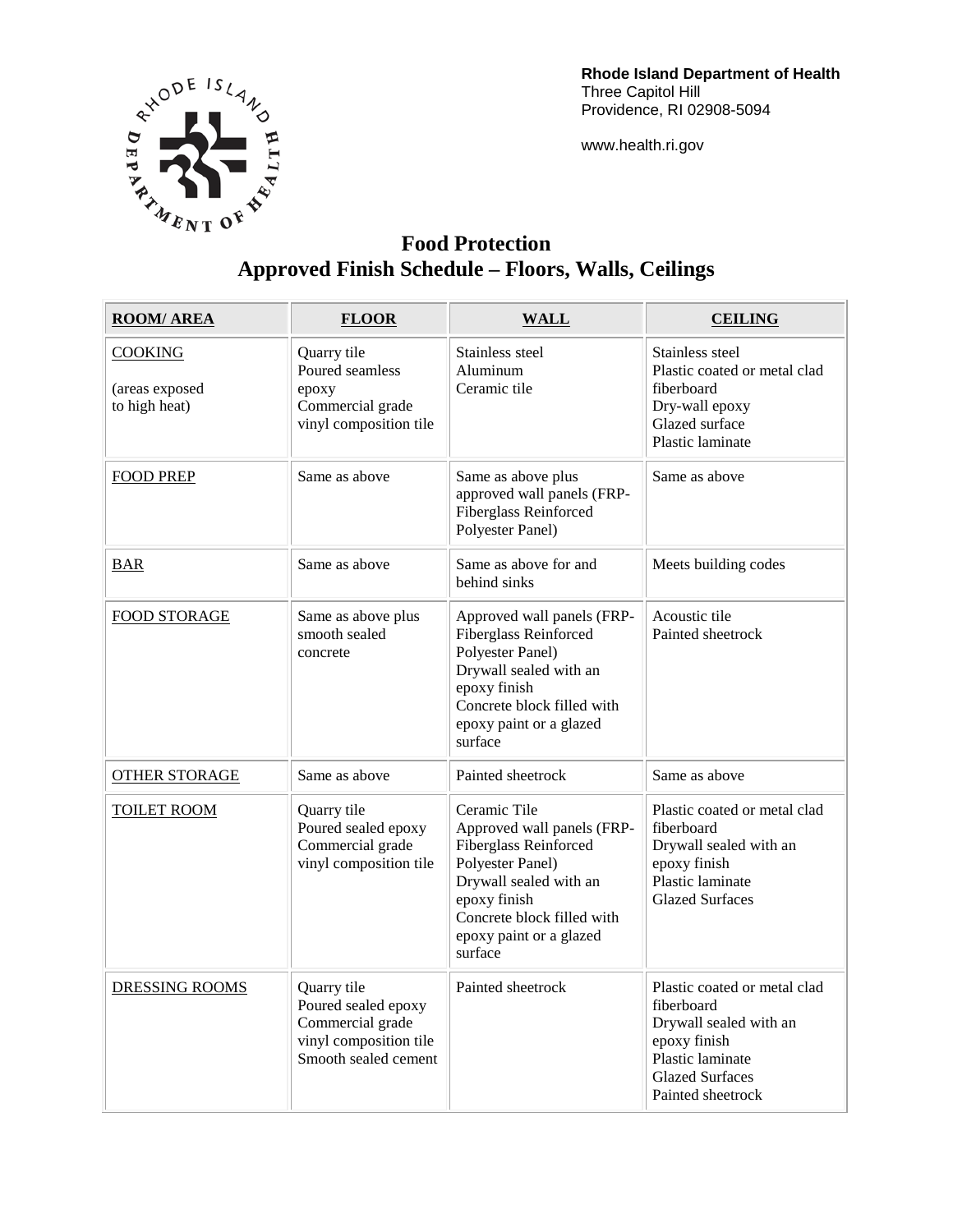**Rhode Island Department of Health**
Three Capitol Hill
Providence, RI 02908-5094

www.health.ri.gov

# Food Protection
# Approved Finish Schedule – Floors, Walls, Ceilings

| ROOM/ AREA | FLOOR | WALL | CEILING |
|---|---|---|---|
| COOKING<br><br>(areas exposed to high heat) | Quarry tile<br>Poured seamless epoxy<br>Commercial grade vinyl composition tile | Stainless steel<br>Aluminum<br>Ceramic tile | Stainless steel<br>Plastic coated or metal clad fiberboard<br>Dry-wall epoxy<br>Glazed surface<br>Plastic laminate |
| FOOD PREP | Same as above | Same as above plus approved wall panels (FRP-Fiberglass Reinforced Polyester Panel) | Same as above |
| BAR | Same as above | Same as above for and behind sinks | Meets building codes |
| FOOD STORAGE | Same as above plus smooth sealed concrete | Approved wall panels (FRP-Fiberglass Reinforced Polyester Panel)<br>Drywall sealed with an epoxy finish<br>Concrete block filled with epoxy paint or a glazed surface | Acoustic tile<br>Painted sheetrock |
| OTHER STORAGE | Same as above | Painted sheetrock | Same as above |
| TOILET ROOM | Quarry tile<br>Poured sealed epoxy<br>Commercial grade vinyl composition tile | Ceramic Tile<br>Approved wall panels (FRP-Fiberglass Reinforced Polyester Panel)<br>Drywall sealed with an epoxy finish<br>Concrete block filled with epoxy paint or a glazed surface | Plastic coated or metal clad fiberboard<br>Drywall sealed with an epoxy finish<br>Plastic laminate<br>Glazed Surfaces |
| DRESSING ROOMS | Quarry tile<br>Poured sealed epoxy<br>Commercial grade vinyl composition tile<br>Smooth sealed cement | Painted sheetrock | Plastic coated or metal clad fiberboard<br>Drywall sealed with an epoxy finish<br>Plastic laminate<br>Glazed Surfaces<br>Painted sheetrock |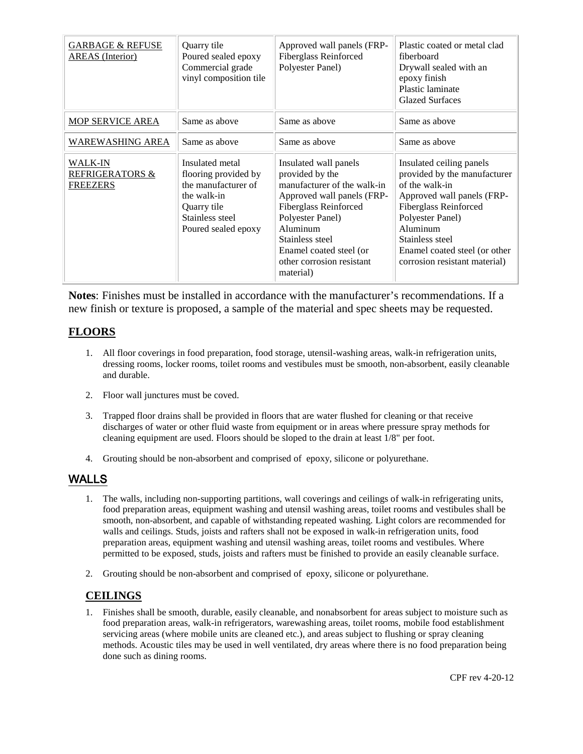| | | | |
|---|---|---|---|
| GARBAGE & REFUSE AREAS (Interior) | Quarry tile<br>Poured sealed epoxy<br>Commercial grade vinyl composition tile | Approved wall panels (FRP-Fiberglass Reinforced Polyester Panel) | Plastic coated or metal clad fiberboard<br>Drywall sealed with an epoxy finish<br>Plastic laminate<br>Glazed Surfaces |
| MOP SERVICE AREA | Same as above | Same as above | Same as above |
| WAREWASHING AREA | Same as above | Same as above | Same as above |
| WALK-IN REFRIGERATORS & FREEZERS | Insulated metal flooring provided by the manufacturer of the walk-in<br>Quarry tile<br>Stainless steel<br>Poured sealed epoxy | Insulated wall panels provided by the manufacturer of the walk-in<br>Approved wall panels (FRP-Fiberglass Reinforced Polyester Panel)<br>Aluminum<br>Stainless steel<br>Enamel coated steel (or other corrosion resistant material) | Insulated ceiling panels provided by the manufacturer of the walk-in<br>Approved wall panels (FRP-Fiberglass Reinforced Polyester Panel)<br>Aluminum<br>Stainless steel<br>Enamel coated steel (or other corrosion resistant material) |

**Notes**: Finishes must be installed in accordance with the manufacturer's recommendations. If a new finish or texture is proposed, a sample of the material and spec sheets may be requested.

## FLOORS

1. All floor coverings in food preparation, food storage, utensil-washing areas, walk-in refrigeration units, dressing rooms, locker rooms, toilet rooms and vestibules must be smooth, non-absorbent, easily cleanable and durable.
2. Floor wall junctures must be coved.
3. Trapped floor drains shall be provided in floors that are water flushed for cleaning or that receive discharges of water or other fluid waste from equipment or in areas where pressure spray methods for cleaning equipment are used. Floors should be sloped to the drain at least 1/8" per foot.
4. Grouting should be non-absorbent and comprised of epoxy, silicone or polyurethane.

## WALLS

1. The walls, including non-supporting partitions, wall coverings and ceilings of walk-in refrigerating units, food preparation areas, equipment washing and utensil washing areas, toilet rooms and vestibules shall be smooth, non-absorbent, and capable of withstanding repeated washing. Light colors are recommended for walls and ceilings. Studs, joists and rafters shall not be exposed in walk-in refrigeration units, food preparation areas, equipment washing and utensil washing areas, toilet rooms and vestibules. Where permitted to be exposed, studs, joists and rafters must be finished to provide an easily cleanable surface.
2. Grouting should be non-absorbent and comprised of epoxy, silicone or polyurethane.

## CEILINGS

1. Finishes shall be smooth, durable, easily cleanable, and nonabsorbent for areas subject to moisture such as food preparation areas, walk-in refrigerators, warewashing areas, toilet rooms, mobile food establishment servicing areas (where mobile units are cleaned etc.), and areas subject to flushing or spray cleaning methods. Acoustic tiles may be used in well ventilated, dry areas where there is no food preparation being done such as dining rooms.

CPF rev 4-20-12